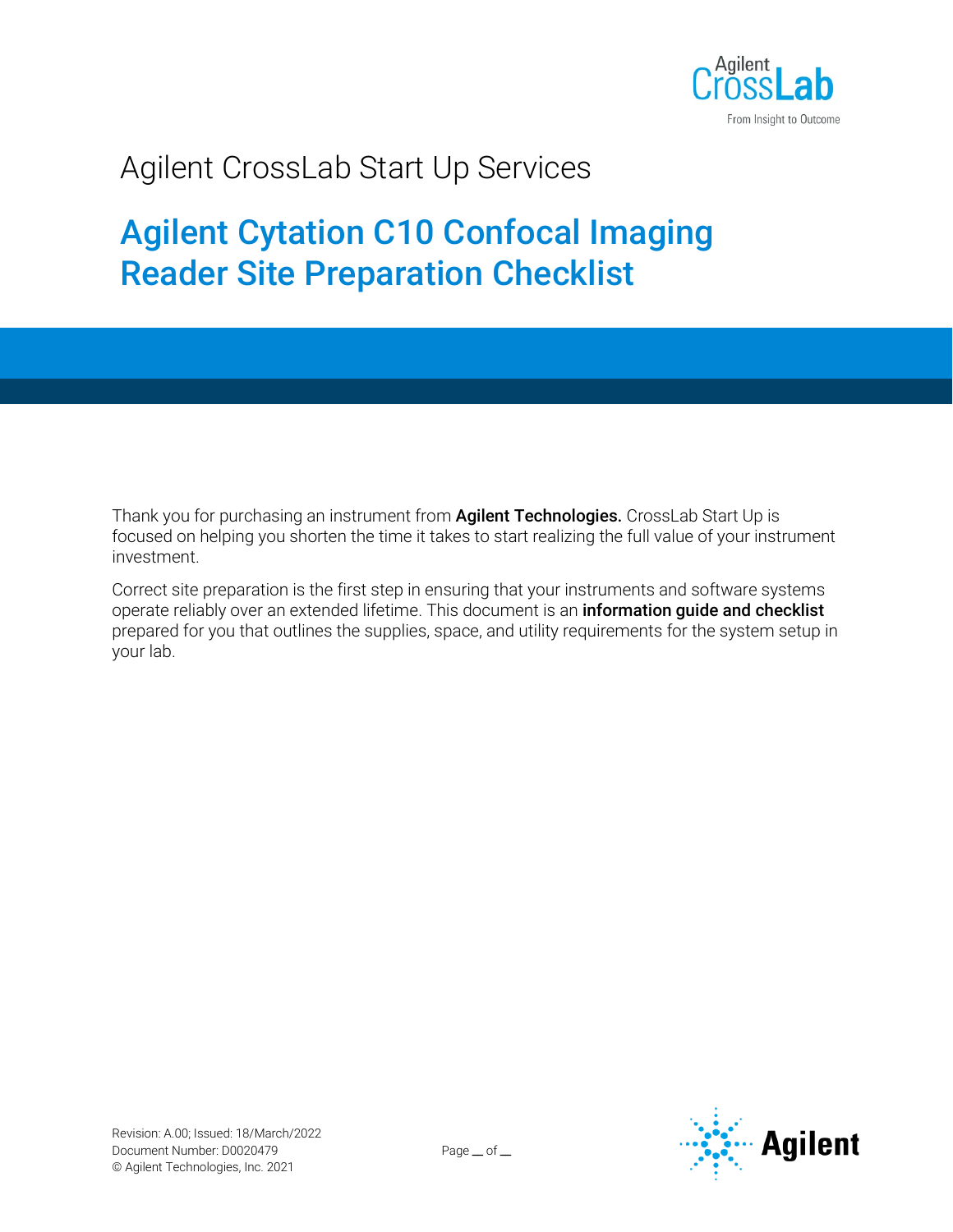Agilent CrossLab Start Up Services

# Agilent Cytation C10 Confocal Imaging Reader Site Preparation Checklist

Thank you for purchasing an instrument from **Agilent Technologies.** CrossLab Start Up is focused on helping you shorten the time it takes to start realizing the full value of your instrument investment.

Correct site preparation is the first step in ensuring that your instruments and software systems operate reliably over an extended lifetime. This document is an **information guide and checklist** prepared for you that outlines the supplies, space, and utility requirements for the system setup in your lab.

Revision: A.00; Issued: 18/March/2022
Document Number: D0020479
© Agilent Technologies, Inc. 2021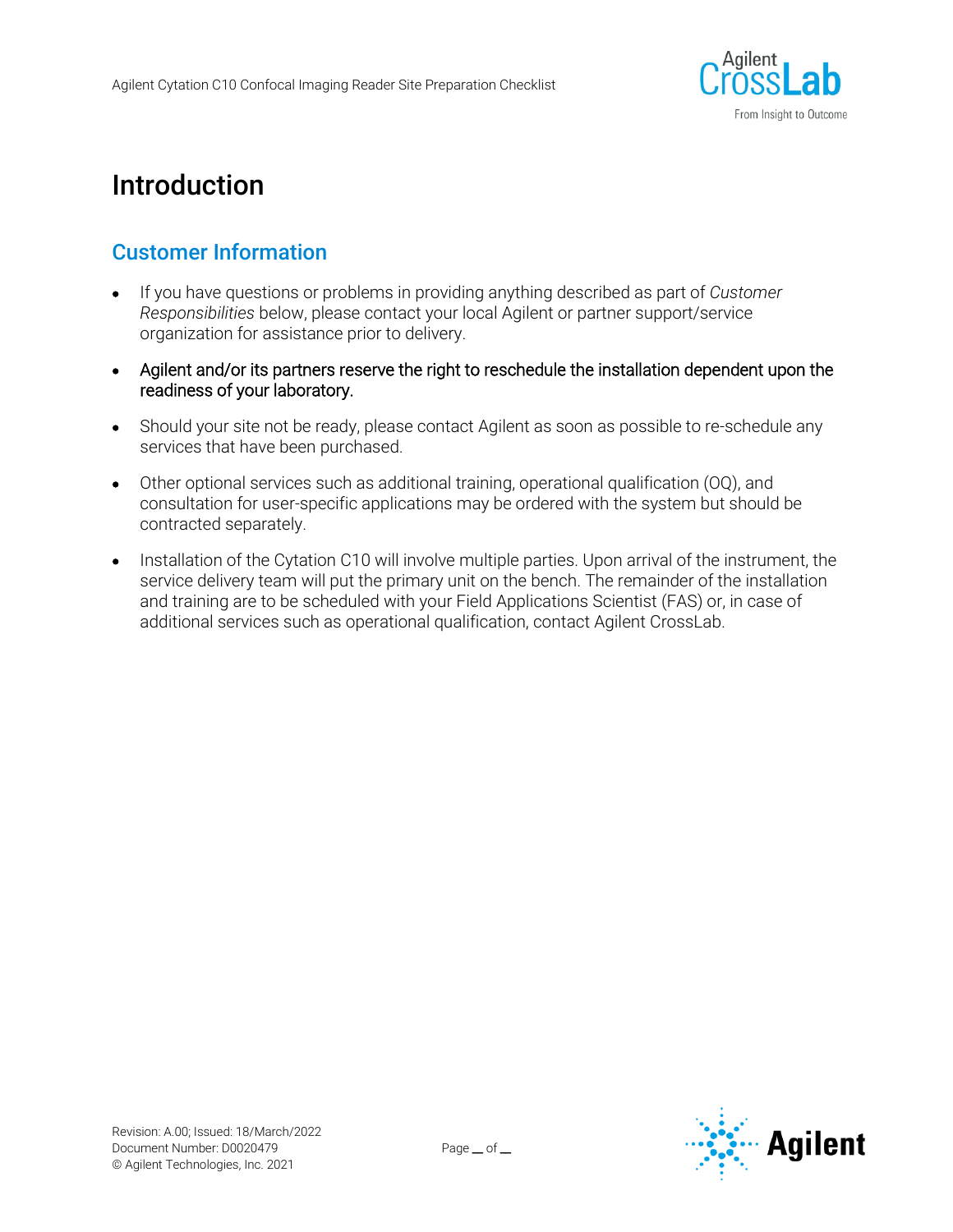# Introduction

## Customer Information

- If you have questions or problems in providing anything described as part of *Customer Responsibilities* below, please contact your local Agilent or partner support/service organization for assistance prior to delivery.
- Agilent and/or its partners reserve the right to reschedule the installation dependent upon the readiness of your laboratory.
- Should your site not be ready, please contact Agilent as soon as possible to re-schedule any services that have been purchased.
- Other optional services such as additional training, operational qualification (OQ), and consultation for user-specific applications may be ordered with the system but should be contracted separately.
- Installation of the Cytation C10 will involve multiple parties. Upon arrival of the instrument, the service delivery team will put the primary unit on the bench. The remainder of the installation and training are to be scheduled with your Field Applications Scientist (FAS) or, in case of additional services such as operational qualification, contact Agilent CrossLab.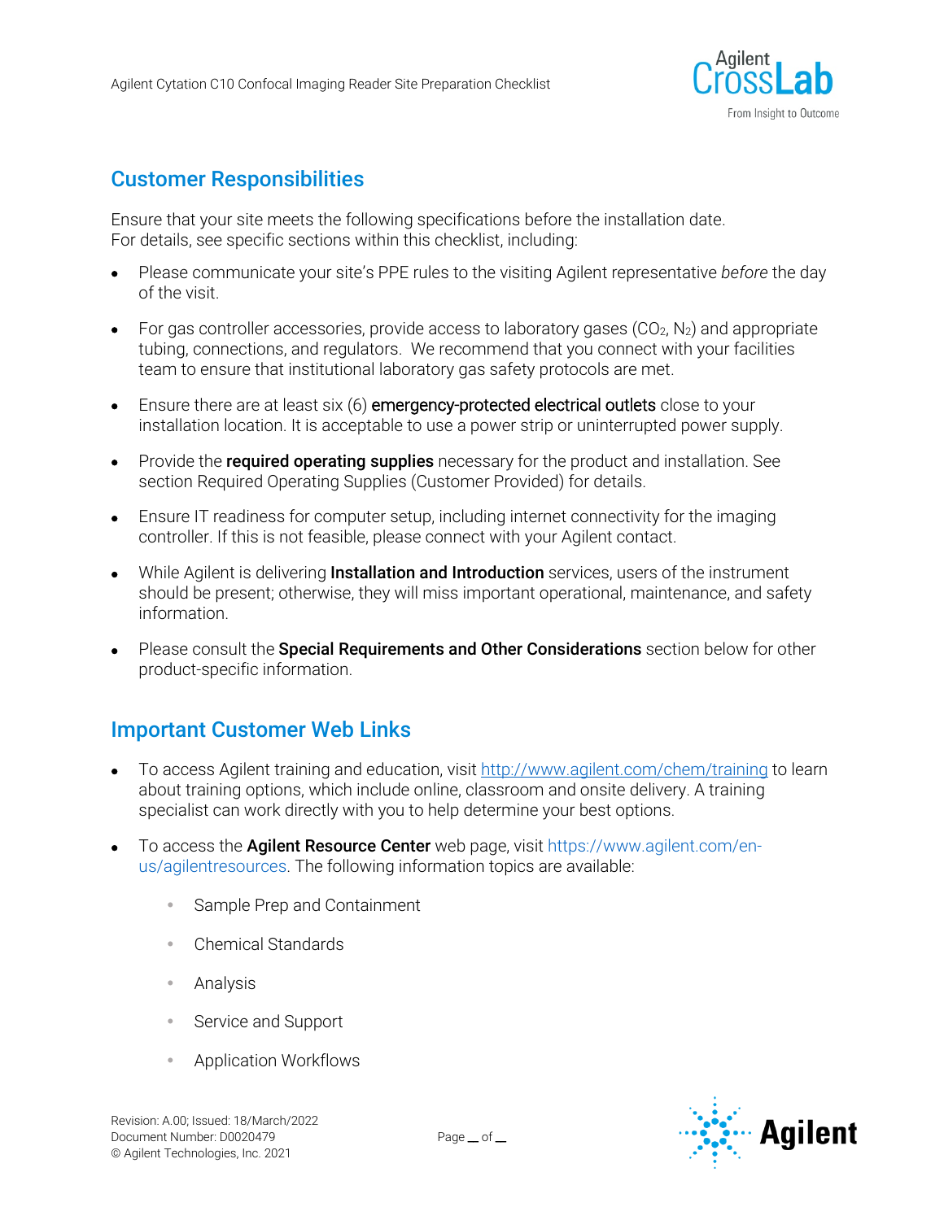## Customer Responsibilities

Ensure that your site meets the following specifications before the installation date. For details, see specific sections within this checklist, including:

- Please communicate your site's PPE rules to the visiting Agilent representative *before* the day of the visit.
- For gas controller accessories, provide access to laboratory gases ($CO_2$, $N_2$) and appropriate tubing, connections, and regulators. We recommend that you connect with your facilities team to ensure that institutional laboratory gas safety protocols are met.
- Ensure there are at least six (6) emergency-protected electrical outlets close to your installation location. It is acceptable to use a power strip or uninterrupted power supply.
- Provide the **required operating supplies** necessary for the product and installation. See section Required Operating Supplies (Customer Provided) for details.
- Ensure IT readiness for computer setup, including internet connectivity for the imaging controller. If this is not feasible, please connect with your Agilent contact.
- While Agilent is delivering **Installation and Introduction** services, users of the instrument should be present; otherwise, they will miss important operational, maintenance, and safety information.
- Please consult the **Special Requirements and Other Considerations** section below for other product-specific information.

## Important Customer Web Links

- To access Agilent training and education, visit http://www.agilent.com/chem/training to learn about training options, which include online, classroom and onsite delivery. A training specialist can work directly with you to help determine your best options.
- To access the **Agilent Resource Center** web page, visit https://www.agilent.com/en-us/agilentresources. The following information topics are available:
  - Sample Prep and Containment
  - Chemical Standards
  - Analysis
  - Service and Support
  - Application Workflows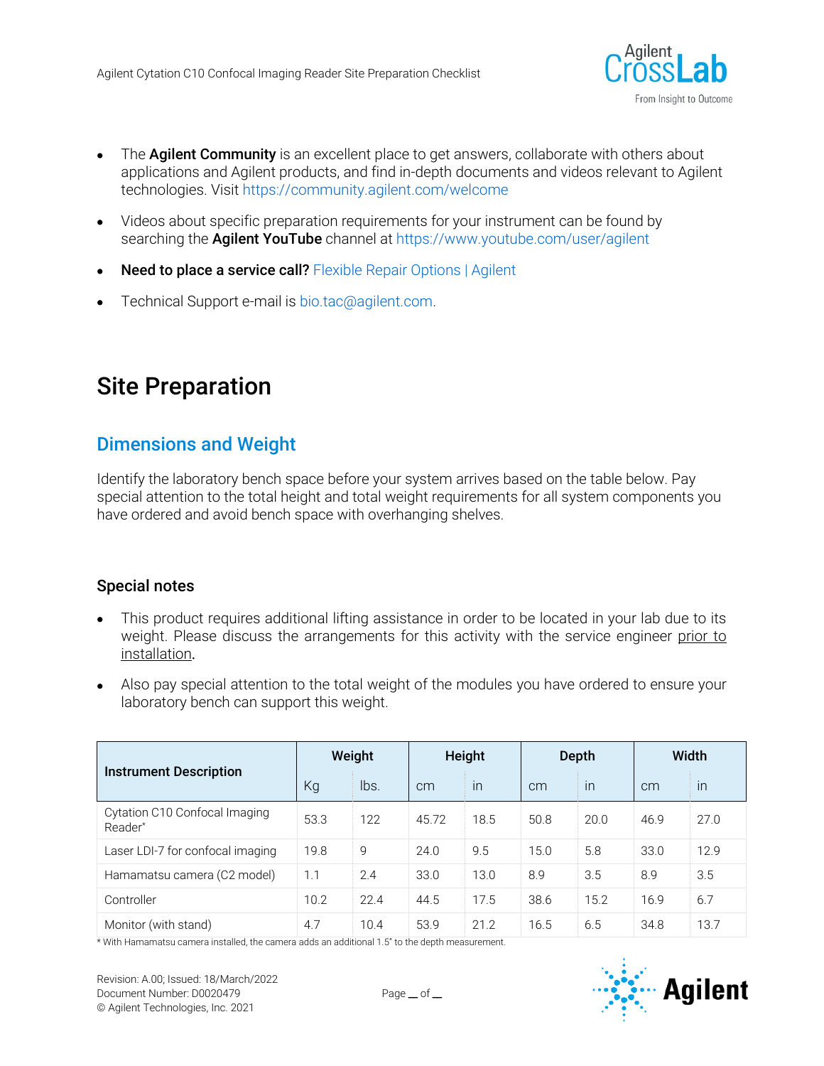- The **Agilent Community** is an excellent place to get answers, collaborate with others about applications and Agilent products, and find in-depth documents and videos relevant to Agilent technologies. Visit https://community.agilent.com/welcome

- Videos about specific preparation requirements for your instrument can be found by searching the **Agilent YouTube** channel at https://www.youtube.com/user/agilent

- **Need to place a service call?** Flexible Repair Options | Agilent

- Technical Support e-mail is bio.tac@agilent.com.

# Site Preparation

## Dimensions and Weight

Identify the laboratory bench space before your system arrives based on the table below. Pay special attention to the total height and total weight requirements for all system components you have ordered and avoid bench space with overhanging shelves.

### Special notes

- This product requires additional lifting assistance in order to be located in your lab due to its weight. Please discuss the arrangements for this activity with the service engineer prior to installation.

- Also pay special attention to the total weight of the modules you have ordered to ensure your laboratory bench can support this weight.

| Instrument Description | Weight | | Height | | Depth | | Width | |
|---|---|---|---|---|---|---|---|---|
| | Kg | lbs. | cm | in | cm | in | cm | in |
| Cytation C10 Confocal Imaging Reader* | 53.3 | 122 | 45.72 | 18.5 | 50.8 | 20.0 | 46.9 | 27.0 |
| Laser LDI-7 for confocal imaging | 19.8 | 9 | 24.0 | 9.5 | 15.0 | 5.8 | 33.0 | 12.9 |
| Hamamatsu camera (C2 model) | 1.1 | 2.4 | 33.0 | 13.0 | 8.9 | 3.5 | 8.9 | 3.5 |
| Controller | 10.2 | 22.4 | 44.5 | 17.5 | 38.6 | 15.2 | 16.9 | 6.7 |
| Monitor (with stand) | 4.7 | 10.4 | 53.9 | 21.2 | 16.5 | 6.5 | 34.8 | 13.7 |

* With Hamamatsu camera installed, the camera adds an additional 1.5" to the depth measurement.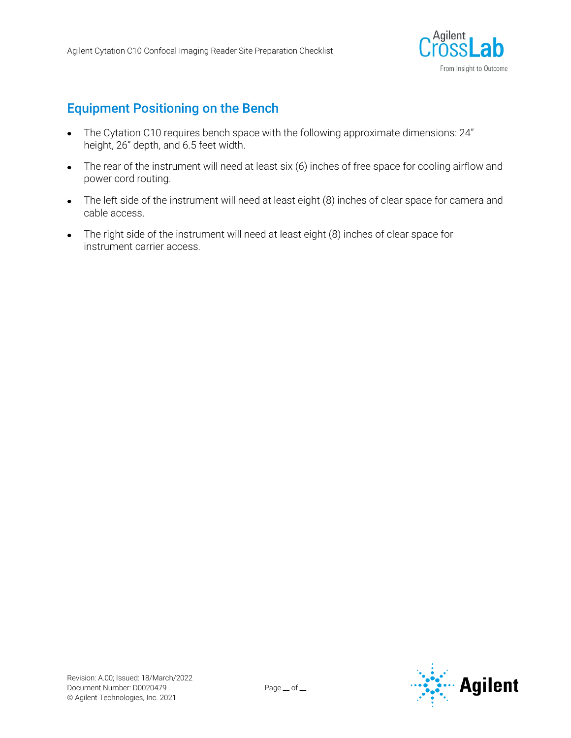## Equipment Positioning on the Bench

- The Cytation C10 requires bench space with the following approximate dimensions: 24" height, 26" depth, and 6.5 feet width.
- The rear of the instrument will need at least six (6) inches of free space for cooling airflow and power cord routing.
- The left side of the instrument will need at least eight (8) inches of clear space for camera and cable access.
- The right side of the instrument will need at least eight (8) inches of clear space for instrument carrier access.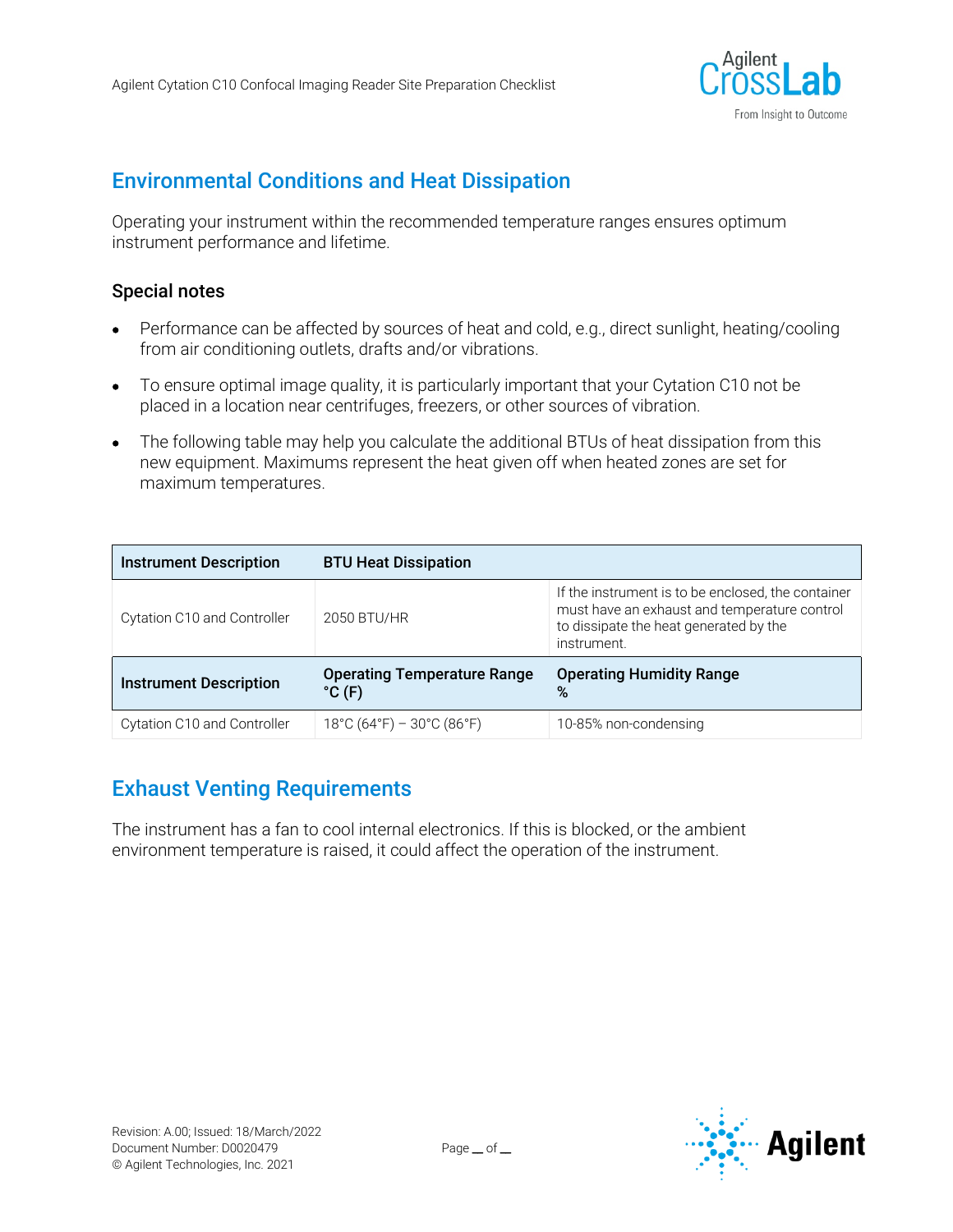## Environmental Conditions and Heat Dissipation

Operating your instrument within the recommended temperature ranges ensures optimum instrument performance and lifetime.

### Special notes

- Performance can be affected by sources of heat and cold, e.g., direct sunlight, heating/cooling from air conditioning outlets, drafts and/or vibrations.
- To ensure optimal image quality, it is particularly important that your Cytation C10 not be placed in a location near centrifuges, freezers, or other sources of vibration.
- The following table may help you calculate the additional BTUs of heat dissipation from this new equipment. Maximums represent the heat given off when heated zones are set for maximum temperatures.

| Instrument Description | BTU Heat Dissipation | |
|---|---|---|
| Cytation C10 and Controller | 2050 BTU/HR | If the instrument is to be enclosed, the container must have an exhaust and temperature control to dissipate the heat generated by the instrument. |
| **Instrument Description** | **Operating Temperature Range °C (F)** | **Operating Humidity Range %** |
| Cytation C10 and Controller | 18°C (64°F) – 30°C (86°F) | 10-85% non-condensing |

## Exhaust Venting Requirements

The instrument has a fan to cool internal electronics. If this is blocked, or the ambient environment temperature is raised, it could affect the operation of the instrument.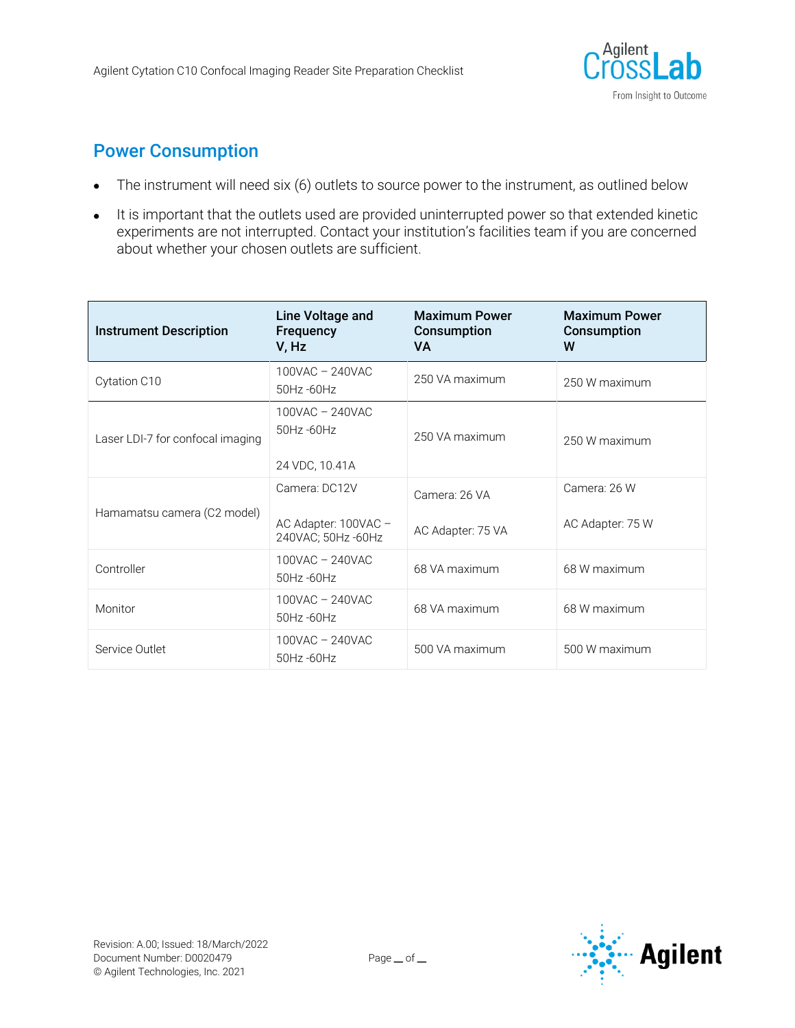## Power Consumption

- The instrument will need six (6) outlets to source power to the instrument, as outlined below
- It is important that the outlets used are provided uninterrupted power so that extended kinetic experiments are not interrupted. Contact your institution's facilities team if you are concerned about whether your chosen outlets are sufficient.

| Instrument Description | Line Voltage and Frequency V, Hz | Maximum Power Consumption VA | Maximum Power Consumption W |
|---|---|---|---|
| Cytation C10 | 100VAC – 240VAC 50Hz -60Hz | 250 VA maximum | 250 W maximum |
| Laser LDI-7 for confocal imaging | 100VAC – 240VAC 50Hz -60Hz<br><br>24 VDC, 10.41A | 250 VA maximum | 250 W maximum |
| Hamamatsu camera (C2 model) | Camera: DC12V<br><br>AC Adapter: 100VAC – 240VAC; 50Hz -60Hz | Camera: 26 VA<br><br>AC Adapter: 75 VA | Camera: 26 W<br><br>AC Adapter: 75 W |
| Controller | 100VAC – 240VAC 50Hz -60Hz | 68 VA maximum | 68 W maximum |
| Monitor | 100VAC – 240VAC 50Hz -60Hz | 68 VA maximum | 68 W maximum |
| Service Outlet | 100VAC – 240VAC 50Hz -60Hz | 500 VA maximum | 500 W maximum |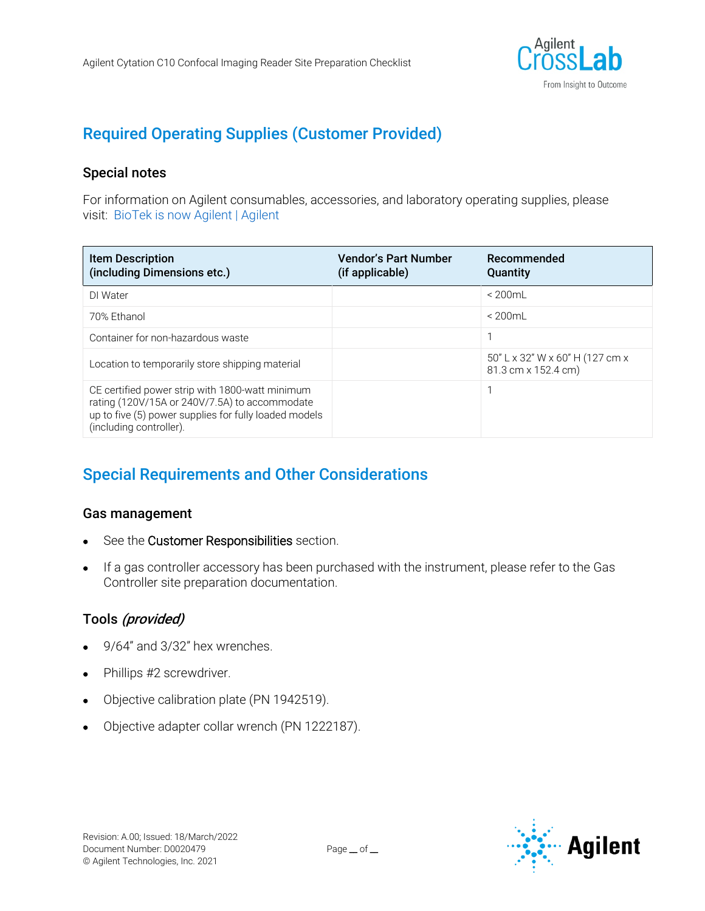## Required Operating Supplies (Customer Provided)

### Special notes

For information on Agilent consumables, accessories, and laboratory operating supplies, please visit: BioTek is now Agilent | Agilent

| Item Description (including Dimensions etc.) | Vendor's Part Number (if applicable) | Recommended Quantity |
|---|---|---|
| DI Water | | < 200mL |
| 70% Ethanol | | < 200mL |
| Container for non-hazardous waste | | 1 |
| Location to temporarily store shipping material | | 50" L x 32" W x 60" H (127 cm x 81.3 cm x 152.4 cm) |
| CE certified power strip with 1800-watt minimum rating (120V/15A or 240V/7.5A) to accommodate up to five (5) power supplies for fully loaded models (including controller). | | 1 |

## Special Requirements and Other Considerations

### Gas management

- See the Customer Responsibilities section.
- If a gas controller accessory has been purchased with the instrument, please refer to the Gas Controller site preparation documentation.

### Tools *(provided)*

- 9/64" and 3/32" hex wrenches.
- Phillips #2 screwdriver.
- Objective calibration plate (PN 1942519).
- Objective adapter collar wrench (PN 1222187).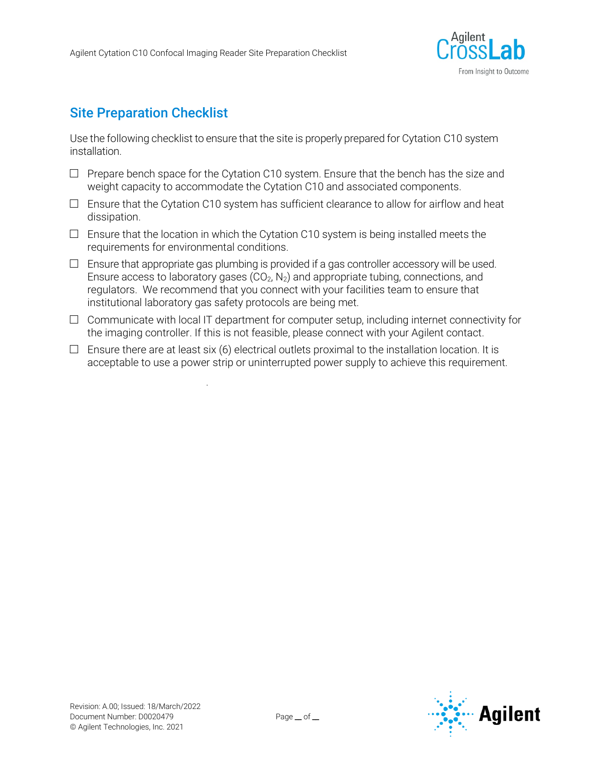## Site Preparation Checklist

Use the following checklist to ensure that the site is properly prepared for Cytation C10 system installation.

- ☐ Prepare bench space for the Cytation C10 system. Ensure that the bench has the size and weight capacity to accommodate the Cytation C10 and associated components.
- ☐ Ensure that the Cytation C10 system has sufficient clearance to allow for airflow and heat dissipation.
- ☐ Ensure that the location in which the Cytation C10 system is being installed meets the requirements for environmental conditions.
- ☐ Ensure that appropriate gas plumbing is provided if a gas controller accessory will be used. Ensure access to laboratory gases ($CO_2$, $N_2$) and appropriate tubing, connections, and regulators. We recommend that you connect with your facilities team to ensure that institutional laboratory gas safety protocols are being met.
- ☐ Communicate with local IT department for computer setup, including internet connectivity for the imaging controller. If this is not feasible, please connect with your Agilent contact.
- ☐ Ensure there are at least six (6) electrical outlets proximal to the installation location. It is acceptable to use a power strip or uninterrupted power supply to achieve this requirement.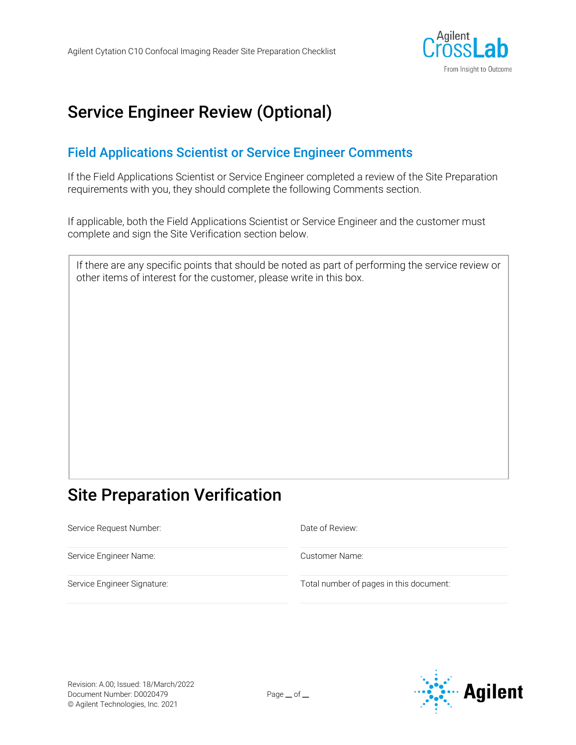# Service Engineer Review (Optional)

## Field Applications Scientist or Service Engineer Comments

If the Field Applications Scientist or Service Engineer completed a review of the Site Preparation requirements with you, they should complete the following Comments section.

If applicable, both the Field Applications Scientist or Service Engineer and the customer must complete and sign the Site Verification section below.

| |
|---|
| If there are any specific points that should be noted as part of performing the service review or other items of interest for the customer, please write in this box. |

# Site Preparation Verification

| | |
|---|---|
| Service Request Number: | Date of Review: |
| Service Engineer Name: | Customer Name: |
| Service Engineer Signature: | Total number of pages in this document: |

Revision: A.00; Issued: 18/March/2022
Document Number: D0020479
© Agilent Technologies, Inc. 2021